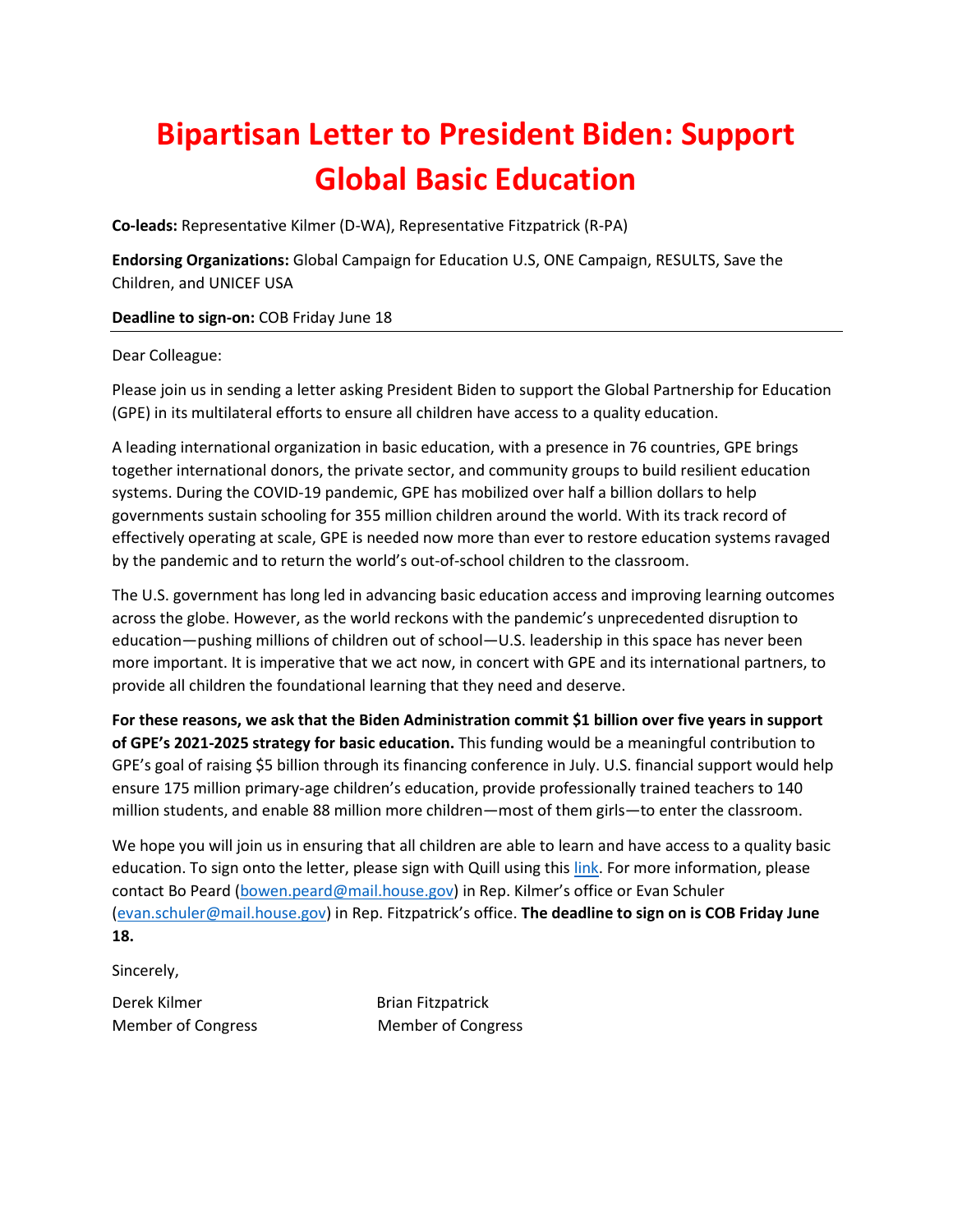# Bipartisan Letter to President Biden: Support Global Basic Education

**Co-leads:** Representative Kilmer (D-WA), Representative Fitzpatrick (R-PA)

**Endorsing Organizations:** Global Campaign for Education U.S, ONE Campaign, RESULTS, Save the Children, and UNICEF USA

**Deadline to sign-on:** COB Friday June 18

---

Dear Colleague:

Please join us in sending a letter asking President Biden to support the Global Partnership for Education (GPE) in its multilateral efforts to ensure all children have access to a quality education.

A leading international organization in basic education, with a presence in 76 countries, GPE brings together international donors, the private sector, and community groups to build resilient education systems. During the COVID-19 pandemic, GPE has mobilized over half a billion dollars to help governments sustain schooling for 355 million children around the world. With its track record of effectively operating at scale, GPE is needed now more than ever to restore education systems ravaged by the pandemic and to return the world's out-of-school children to the classroom.

The U.S. government has long led in advancing basic education access and improving learning outcomes across the globe. However, as the world reckons with the pandemic's unprecedented disruption to education—pushing millions of children out of school—U.S. leadership in this space has never been more important. It is imperative that we act now, in concert with GPE and its international partners, to provide all children the foundational learning that they need and deserve.

**For these reasons, we ask that the Biden Administration commit $1 billion over five years in support of GPE's 2021-2025 strategy for basic education.** This funding would be a meaningful contribution to GPE's goal of raising $5 billion through its financing conference in July. U.S. financial support would help ensure 175 million primary-age children's education, provide professionally trained teachers to 140 million students, and enable 88 million more children—most of them girls—to enter the classroom.

We hope you will join us in ensuring that all children are able to learn and have access to a quality basic education. To sign onto the letter, please sign with Quill using this link. For more information, please contact Bo Peard (bowen.peard@mail.house.gov) in Rep. Kilmer's office or Evan Schuler (evan.schuler@mail.house.gov) in Rep. Fitzpatrick's office. **The deadline to sign on is COB Friday June 18.**

Sincerely,

Derek Kilmer
Member of Congress

Brian Fitzpatrick
Member of Congress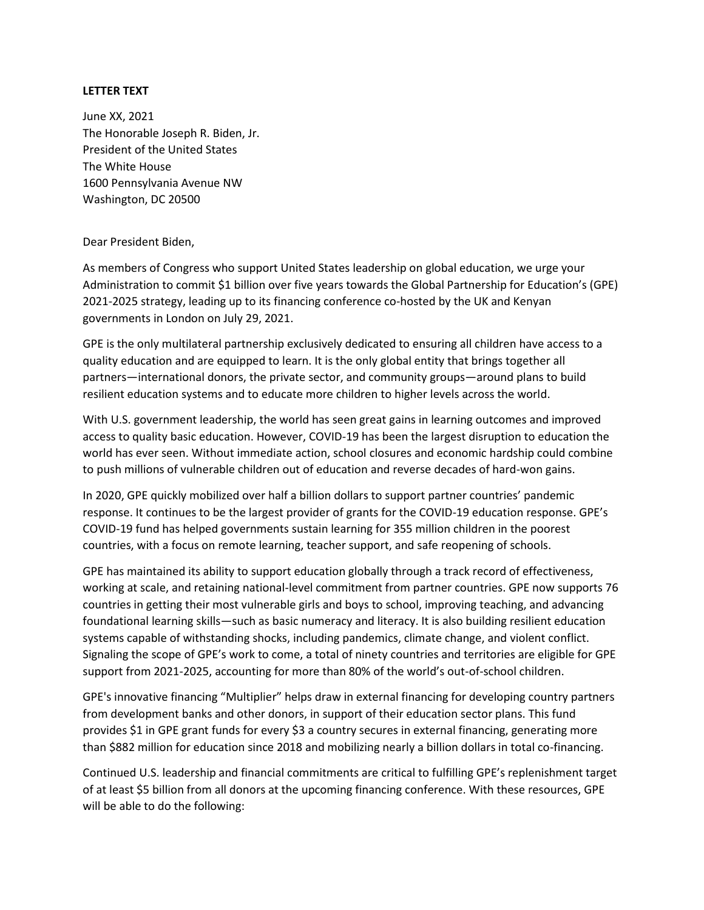**LETTER TEXT**

June XX, 2021
The Honorable Joseph R. Biden, Jr.
President of the United States
The White House
1600 Pennsylvania Avenue NW
Washington, DC 20500

Dear President Biden,

As members of Congress who support United States leadership on global education, we urge your Administration to commit $1 billion over five years towards the Global Partnership for Education's (GPE) 2021-2025 strategy, leading up to its financing conference co-hosted by the UK and Kenyan governments in London on July 29, 2021.

GPE is the only multilateral partnership exclusively dedicated to ensuring all children have access to a quality education and are equipped to learn. It is the only global entity that brings together all partners—international donors, the private sector, and community groups—around plans to build resilient education systems and to educate more children to higher levels across the world.

With U.S. government leadership, the world has seen great gains in learning outcomes and improved access to quality basic education. However, COVID-19 has been the largest disruption to education the world has ever seen. Without immediate action, school closures and economic hardship could combine to push millions of vulnerable children out of education and reverse decades of hard-won gains.

In 2020, GPE quickly mobilized over half a billion dollars to support partner countries' pandemic response. It continues to be the largest provider of grants for the COVID-19 education response. GPE's COVID-19 fund has helped governments sustain learning for 355 million children in the poorest countries, with a focus on remote learning, teacher support, and safe reopening of schools.

GPE has maintained its ability to support education globally through a track record of effectiveness, working at scale, and retaining national-level commitment from partner countries. GPE now supports 76 countries in getting their most vulnerable girls and boys to school, improving teaching, and advancing foundational learning skills—such as basic numeracy and literacy. It is also building resilient education systems capable of withstanding shocks, including pandemics, climate change, and violent conflict. Signaling the scope of GPE's work to come, a total of ninety countries and territories are eligible for GPE support from 2021-2025, accounting for more than 80% of the world's out-of-school children.

GPE's innovative financing "Multiplier" helps draw in external financing for developing country partners from development banks and other donors, in support of their education sector plans. This fund provides $1 in GPE grant funds for every $3 a country secures in external financing, generating more than $882 million for education since 2018 and mobilizing nearly a billion dollars in total co-financing.

Continued U.S. leadership and financial commitments are critical to fulfilling GPE's replenishment target of at least $5 billion from all donors at the upcoming financing conference. With these resources, GPE will be able to do the following: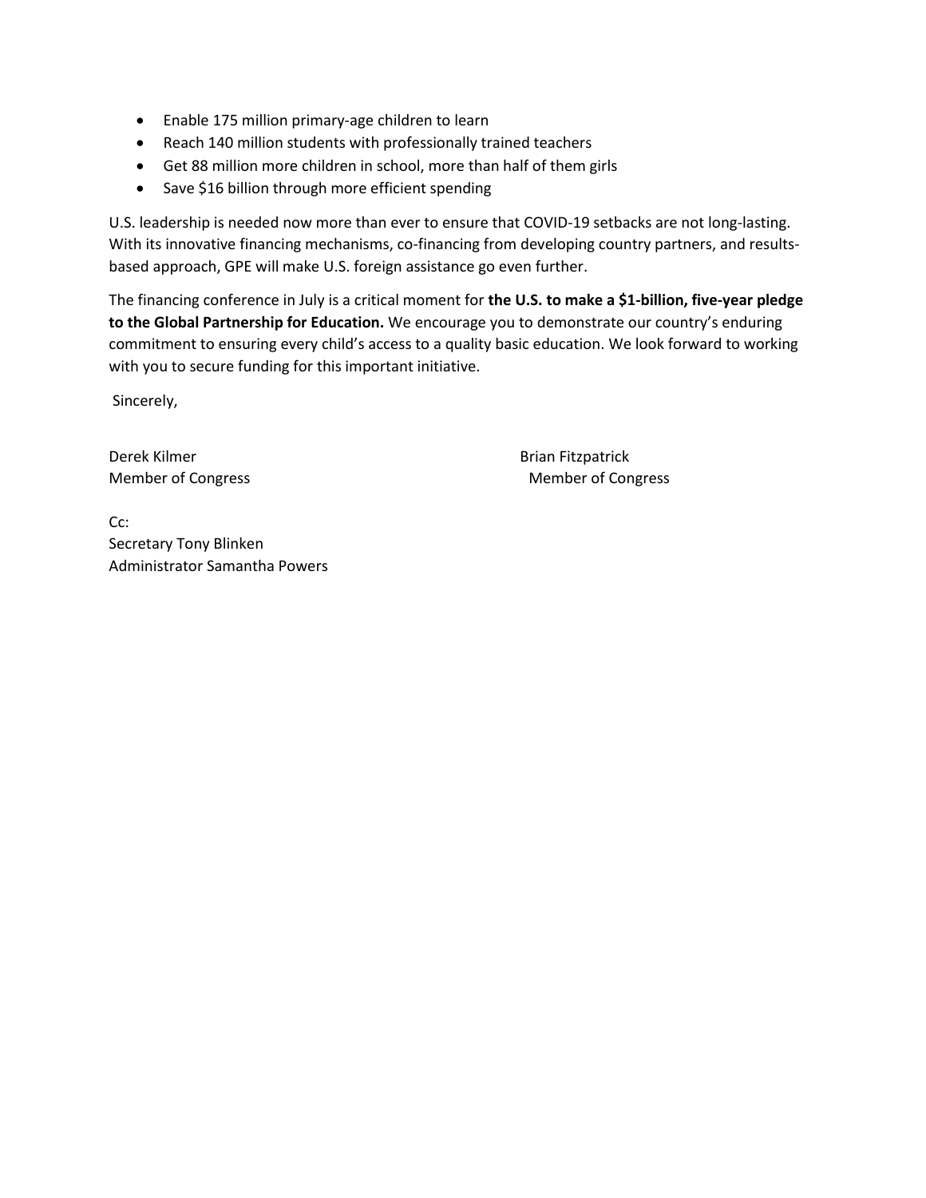- Enable 175 million primary-age children to learn
- Reach 140 million students with professionally trained teachers
- Get 88 million more children in school, more than half of them girls
- Save $16 billion through more efficient spending

U.S. leadership is needed now more than ever to ensure that COVID-19 setbacks are not long-lasting. With its innovative financing mechanisms, co-financing from developing country partners, and results-based approach, GPE will make U.S. foreign assistance go even further.

The financing conference in July is a critical moment for **the U.S. to make a $1-billion, five-year pledge to the Global Partnership for Education.** We encourage you to demonstrate our country's enduring commitment to ensuring every child's access to a quality basic education. We look forward to working with you to secure funding for this important initiative.

Sincerely,

Derek Kilmer
Member of Congress

Brian Fitzpatrick
Member of Congress

Cc:
Secretary Tony Blinken
Administrator Samantha Powers